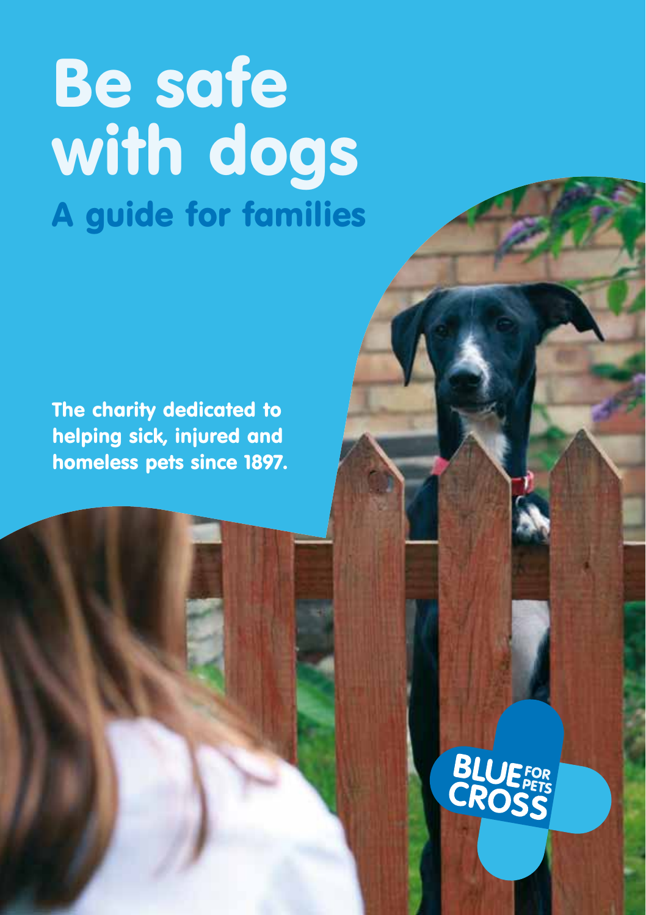# Be safe with dogs

## A guide for families

**The charity dedicated to helping sick, injured and homeless pets since 1897.**

BLUE CROSS FOR PETS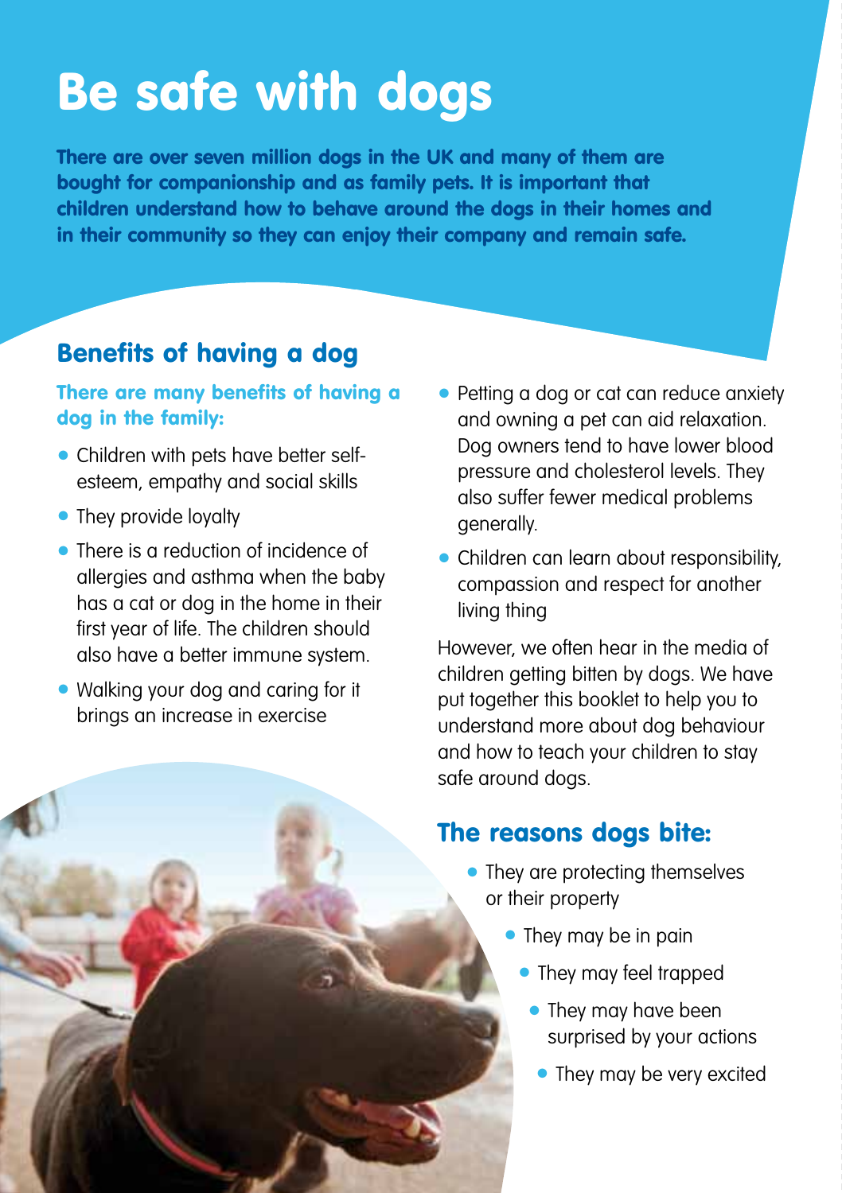# Be safe with dogs

**There are over seven million dogs in the UK and many of them are bought for companionship and as family pets. It is important that children understand how to behave around the dogs in their homes and in their community so they can enjoy their company and remain safe.**

## Benefits of having a dog

**There are many benefits of having a dog in the family:**

- Children with pets have better self-esteem, empathy and social skills
- They provide loyalty
- There is a reduction of incidence of allergies and asthma when the baby has a cat or dog in the home in their first year of life. The children should also have a better immune system.
- Walking your dog and caring for it brings an increase in exercise
- Petting a dog or cat can reduce anxiety and owning a pet can aid relaxation. Dog owners tend to have lower blood pressure and cholesterol levels. They also suffer fewer medical problems generally.
- Children can learn about responsibility, compassion and respect for another living thing

However, we often hear in the media of children getting bitten by dogs. We have put together this booklet to help you to understand more about dog behaviour and how to teach your children to stay safe around dogs.

## The reasons dogs bite:

- They are protecting themselves or their property
- They may be in pain
- They may feel trapped
- They may have been surprised by your actions
- They may be very excited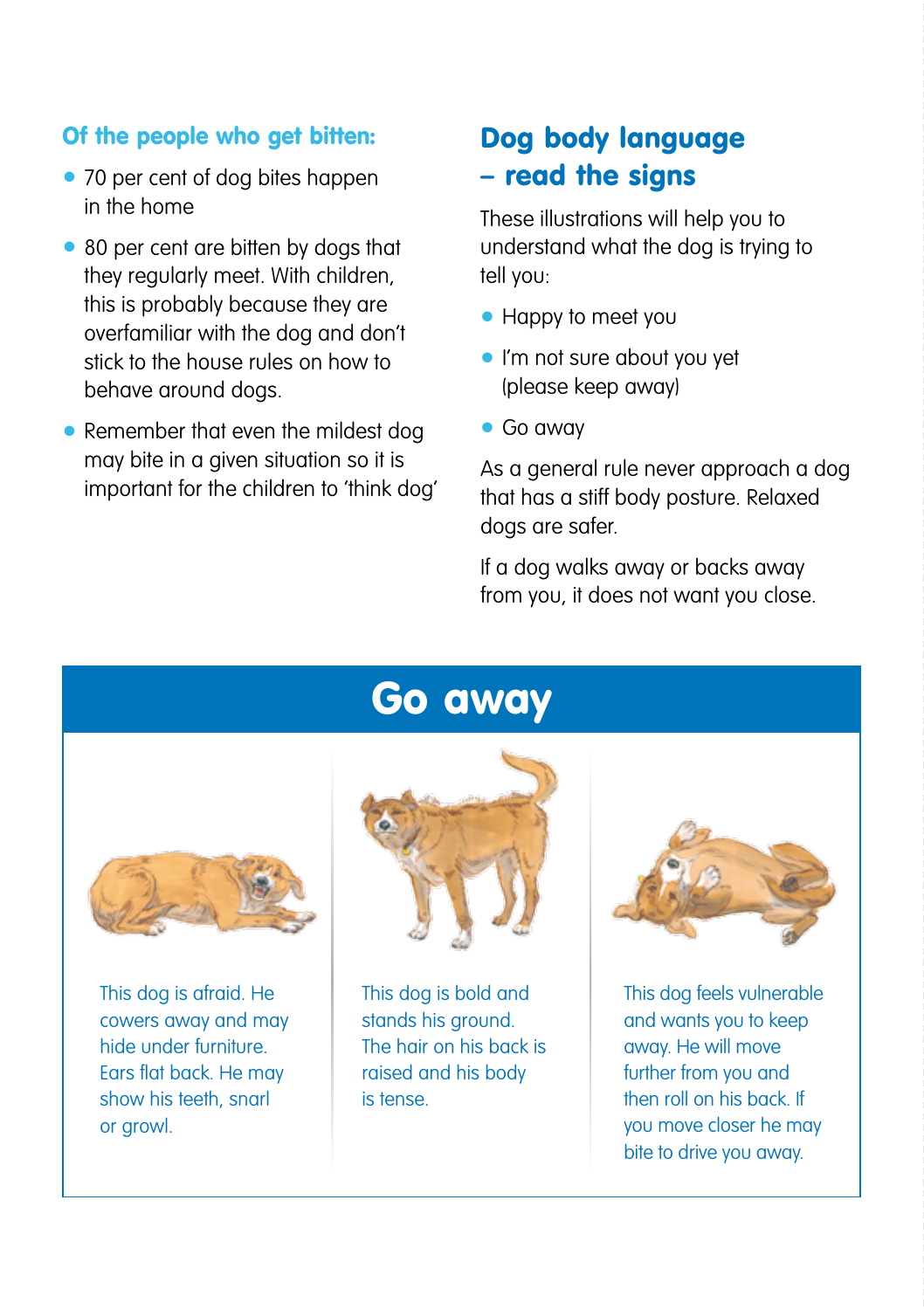**Of the people who get bitten:**

- 70 per cent of dog bites happen in the home
- 80 per cent are bitten by dogs that they regularly meet. With children, this is probably because they are overfamiliar with the dog and don't stick to the house rules on how to behave around dogs.
- Remember that even the mildest dog may bite in a given situation so it is important for the children to 'think dog'

## Dog body language – read the signs

These illustrations will help you to understand what the dog is trying to tell you:

- Happy to meet you
- I'm not sure about you yet (please keep away)
- Go away

As a general rule never approach a dog that has a stiff body posture. Relaxed dogs are safer.

If a dog walks away or backs away from you, it does not want you close.

## Go away

This dog is afraid. He cowers away and may hide under furniture. Ears flat back. He may show his teeth, snarl or growl.

This dog is bold and stands his ground. The hair on his back is raised and his body is tense.

This dog feels vulnerable and wants you to keep away. He will move further from you and then roll on his back. If you move closer he may bite to drive you away.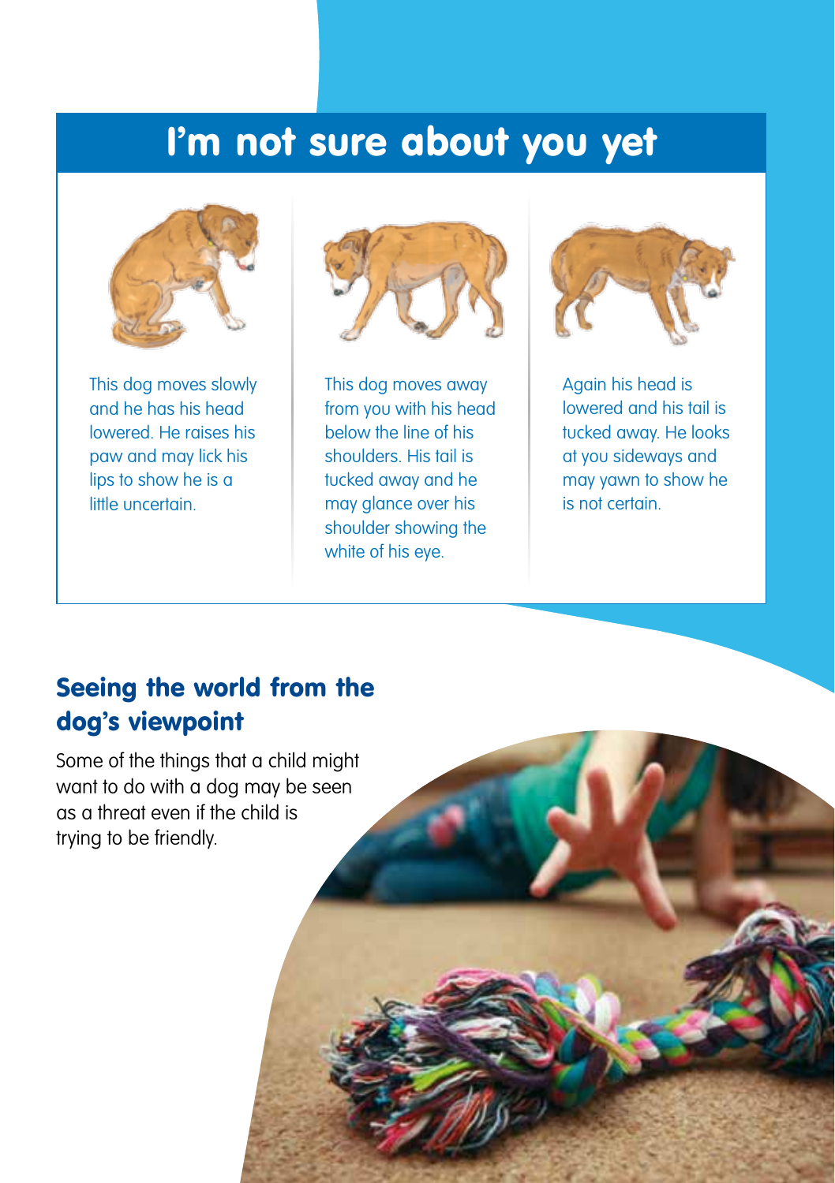# I'm not sure about you yet

This dog moves slowly and he has his head lowered. He raises his paw and may lick his lips to show he is a little uncertain.

This dog moves away from you with his head below the line of his shoulders. His tail is tucked away and he may glance over his shoulder showing the white of his eye.

Again his head is lowered and his tail is tucked away. He looks at you sideways and may yawn to show he is not certain.

## Seeing the world from the dog's viewpoint

Some of the things that a child might want to do with a dog may be seen as a threat even if the child is trying to be friendly.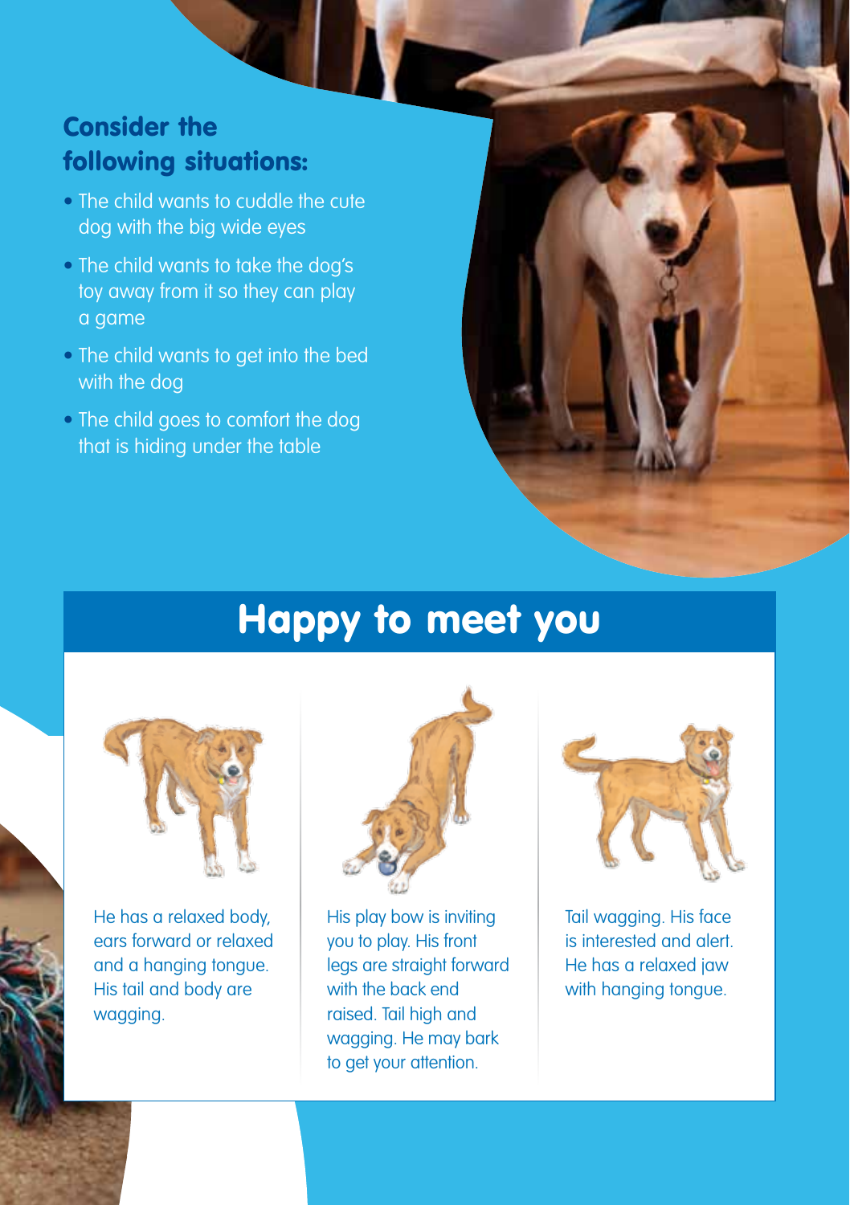### Consider the following situations:

- The child wants to cuddle the cute dog with the big wide eyes
- The child wants to take the dog's toy away from it so they can play a game
- The child wants to get into the bed with the dog
- The child goes to comfort the dog that is hiding under the table

## Happy to meet you

He has a relaxed body, ears forward or relaxed and a hanging tongue. His tail and body are wagging.

His play bow is inviting you to play. His front legs are straight forward with the back end raised. Tail high and wagging. He may bark to get your attention.

Tail wagging. His face is interested and alert. He has a relaxed jaw with hanging tongue.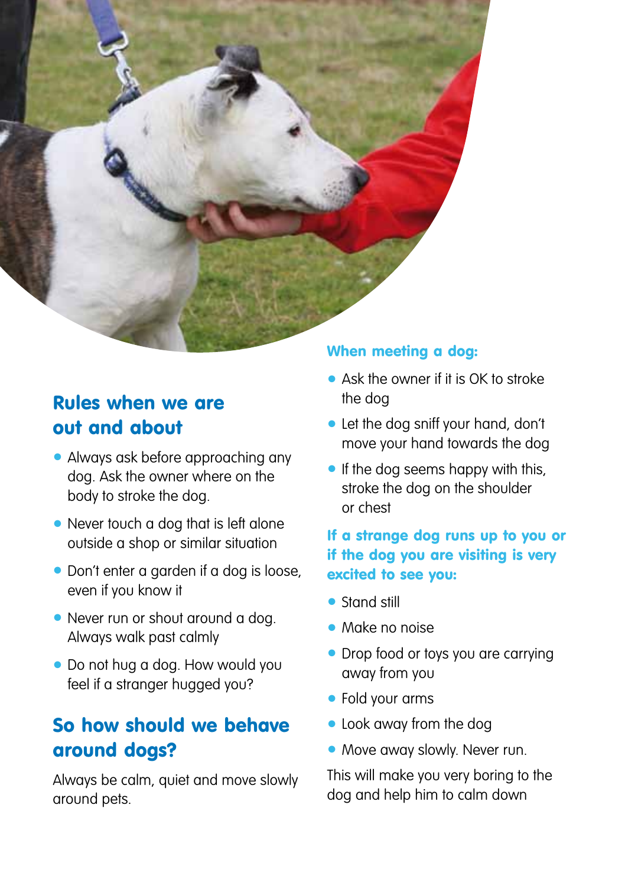## Rules when we are out and about

- Always ask before approaching any dog. Ask the owner where on the body to stroke the dog.
- Never touch a dog that is left alone outside a shop or similar situation
- Don't enter a garden if a dog is loose, even if you know it
- Never run or shout around a dog. Always walk past calmly
- Do not hug a dog. How would you feel if a stranger hugged you?

## So how should we behave around dogs?

Always be calm, quiet and move slowly around pets.

### When meeting a dog:

- Ask the owner if it is OK to stroke the dog
- Let the dog sniff your hand, don't move your hand towards the dog
- If the dog seems happy with this, stroke the dog on the shoulder or chest

### If a strange dog runs up to you or if the dog you are visiting is very excited to see you:

- Stand still
- Make no noise
- Drop food or toys you are carrying away from you
- Fold your arms
- Look away from the dog
- Move away slowly. Never run.

This will make you very boring to the dog and help him to calm down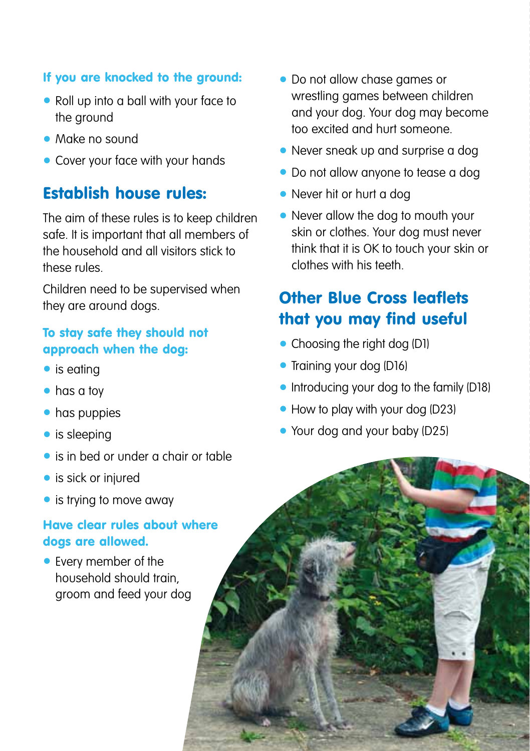### If you are knocked to the ground:

- Roll up into a ball with your face to the ground
- Make no sound
- Cover your face with your hands

## Establish house rules:

The aim of these rules is to keep children safe. It is important that all members of the household and all visitors stick to these rules.

Children need to be supervised when they are around dogs.

### To stay safe they should not approach when the dog:

- is eating
- has a toy
- has puppies
- is sleeping
- is in bed or under a chair or table
- is sick or injured
- is trying to move away

### Have clear rules about where dogs are allowed.

- Every member of the household should train, groom and feed your dog
- Do not allow chase games or wrestling games between children and your dog. Your dog may become too excited and hurt someone.
- Never sneak up and surprise a dog
- Do not allow anyone to tease a dog
- Never hit or hurt a dog
- Never allow the dog to mouth your skin or clothes. Your dog must never think that it is OK to touch your skin or clothes with his teeth.

## Other Blue Cross leaflets that you may find useful

- Choosing the right dog (D1)
- Training your dog (D16)
- Introducing your dog to the family (D18)
- How to play with your dog (D23)
- Your dog and your baby (D25)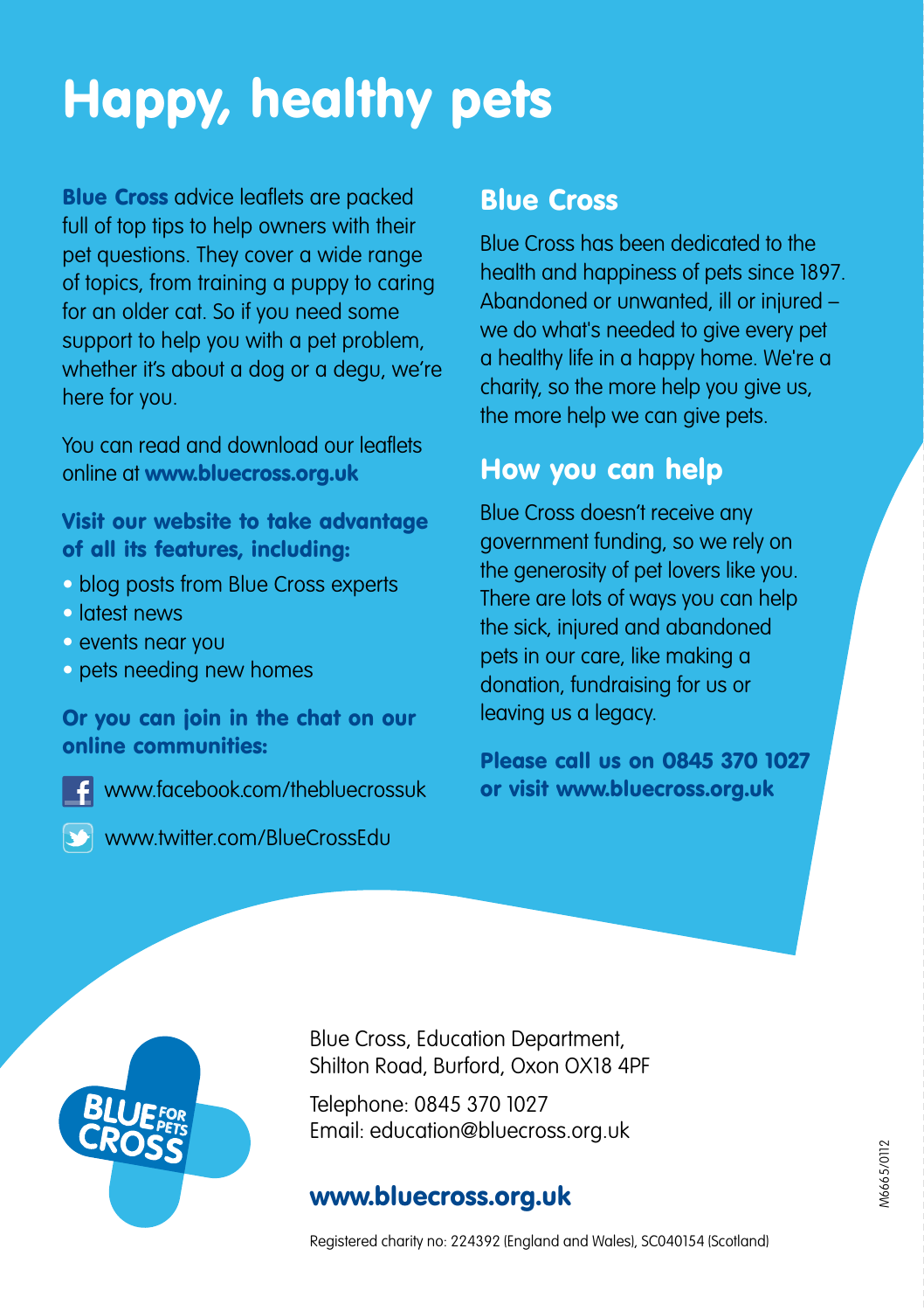# Happy, healthy pets

**Blue Cross** advice leaflets are packed full of top tips to help owners with their pet questions. They cover a wide range of topics, from training a puppy to caring for an older cat. So if you need some support to help you with a pet problem, whether it's about a dog or a degu, we're here for you.

You can read and download our leaflets online at **www.bluecross.org.uk**

**Visit our website to take advantage of all its features, including:**

- blog posts from Blue Cross experts
- latest news
- events near you
- pets needing new homes

**Or you can join in the chat on our online communities:**

www.facebook.com/thebluecrossuk

www.twitter.com/BlueCrossEdu

## Blue Cross

Blue Cross has been dedicated to the health and happiness of pets since 1897. Abandoned or unwanted, ill or injured – we do what's needed to give every pet a healthy life in a happy home. We're a charity, so the more help you give us, the more help we can give pets.

## How you can help

Blue Cross doesn't receive any government funding, so we rely on the generosity of pet lovers like you. There are lots of ways you can help the sick, injured and abandoned pets in our care, like making a donation, fundraising for us or leaving us a legacy.

**Please call us on 0845 370 1027 or visit www.bluecross.org.uk**

BLUE CROSS FOR PETS

Blue Cross, Education Department, Shilton Road, Burford, Oxon OX18 4PF

Telephone: 0845 370 1027
Email: education@bluecross.org.uk

**www.bluecross.org.uk**

Registered charity no: 224392 (England and Wales), SC040154 (Scotland)

M6665/0112